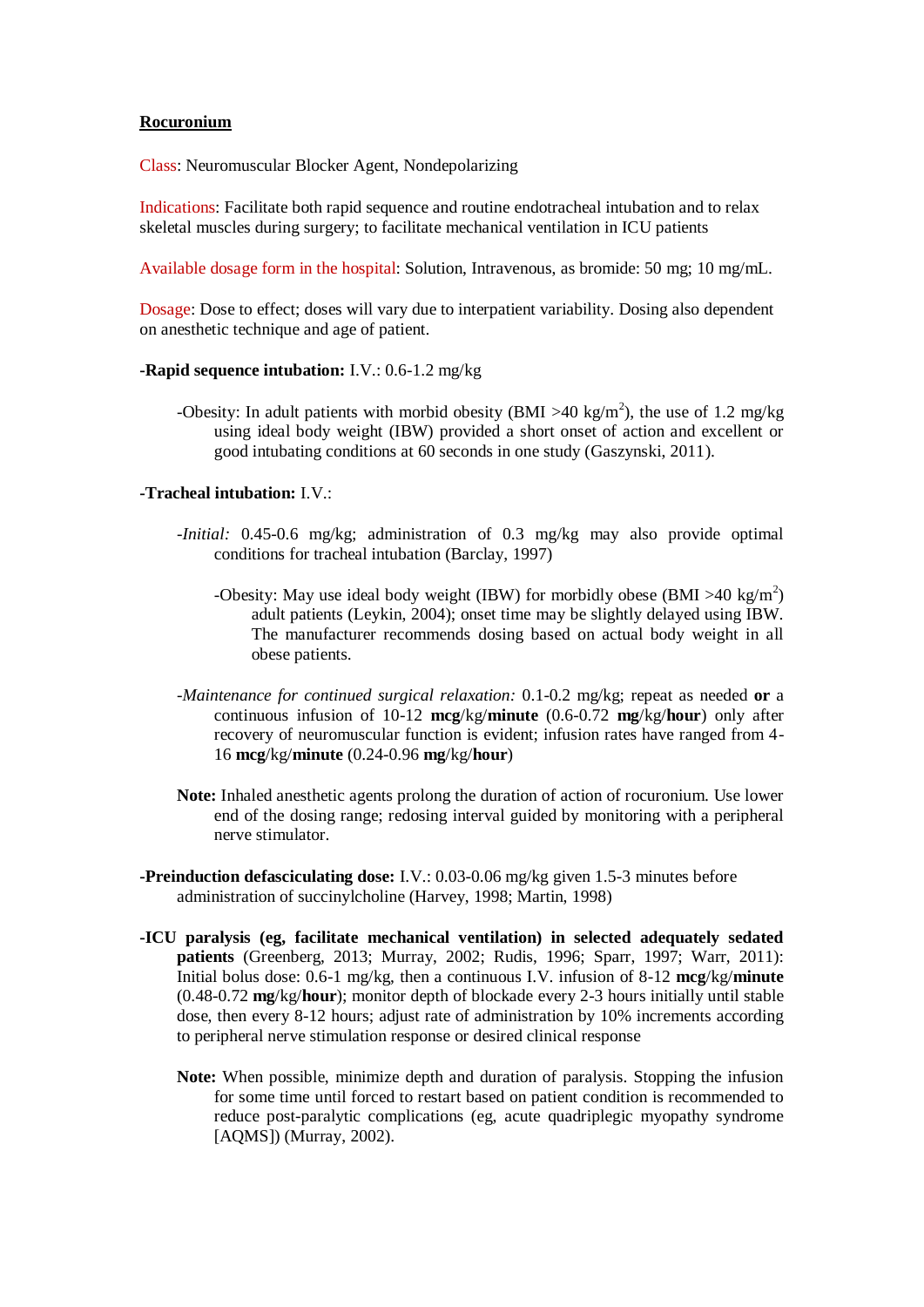# Rocuronium

Class: Neuromuscular Blocker Agent, Nondepolarizing

Indications: Facilitate both rapid sequence and routine endotracheal intubation and to relax skeletal muscles during surgery; to facilitate mechanical ventilation in ICU patients

Available dosage form in the hospital: Solution, Intravenous, as bromide: 50 mg; 10 mg/mL.

Dosage: Dose to effect; doses will vary due to interpatient variability. Dosing also dependent on anesthetic technique and age of patient.

**-Rapid sequence intubation:** I.V.: 0.6-1.2 mg/kg

- -Obesity: In adult patients with morbid obesity (BMI >40 kg/m$^2$), the use of 1.2 mg/kg using ideal body weight (IBW) provided a short onset of action and excellent or good intubating conditions at 60 seconds in one study (Gaszynski, 2011).

**-Tracheal intubation:** I.V.:

- -*Initial:* 0.45-0.6 mg/kg; administration of 0.3 mg/kg may also provide optimal conditions for tracheal intubation (Barclay, 1997)

  - -Obesity: May use ideal body weight (IBW) for morbidly obese (BMI >40 kg/m$^2$) adult patients (Leykin, 2004); onset time may be slightly delayed using IBW. The manufacturer recommends dosing based on actual body weight in all obese patients.

- -*Maintenance for continued surgical relaxation:* 0.1-0.2 mg/kg; repeat as needed **or** a continuous infusion of 10-12 **mcg**/kg/**minute** (0.6-0.72 **mg**/kg/**hour**) only after recovery of neuromuscular function is evident; infusion rates have ranged from 4-16 **mcg**/kg/**minute** (0.24-0.96 **mg**/kg/**hour**)

- **Note:** Inhaled anesthetic agents prolong the duration of action of rocuronium. Use lower end of the dosing range; redosing interval guided by monitoring with a peripheral nerve stimulator.

**-Preinduction defasciculating dose:** I.V.: 0.03-0.06 mg/kg given 1.5-3 minutes before administration of succinylcholine (Harvey, 1998; Martin, 1998)

**-ICU paralysis (eg, facilitate mechanical ventilation) in selected adequately sedated patients** (Greenberg, 2013; Murray, 2002; Rudis, 1996; Sparr, 1997; Warr, 2011): Initial bolus dose: 0.6-1 mg/kg, then a continuous I.V. infusion of 8-12 **mcg**/kg/**minute** (0.48-0.72 **mg**/kg/**hour**); monitor depth of blockade every 2-3 hours initially until stable dose, then every 8-12 hours; adjust rate of administration by 10% increments according to peripheral nerve stimulation response or desired clinical response

- **Note:** When possible, minimize depth and duration of paralysis. Stopping the infusion for some time until forced to restart based on patient condition is recommended to reduce post-paralytic complications (eg, acute quadriplegic myopathy syndrome [AQMS]) (Murray, 2002).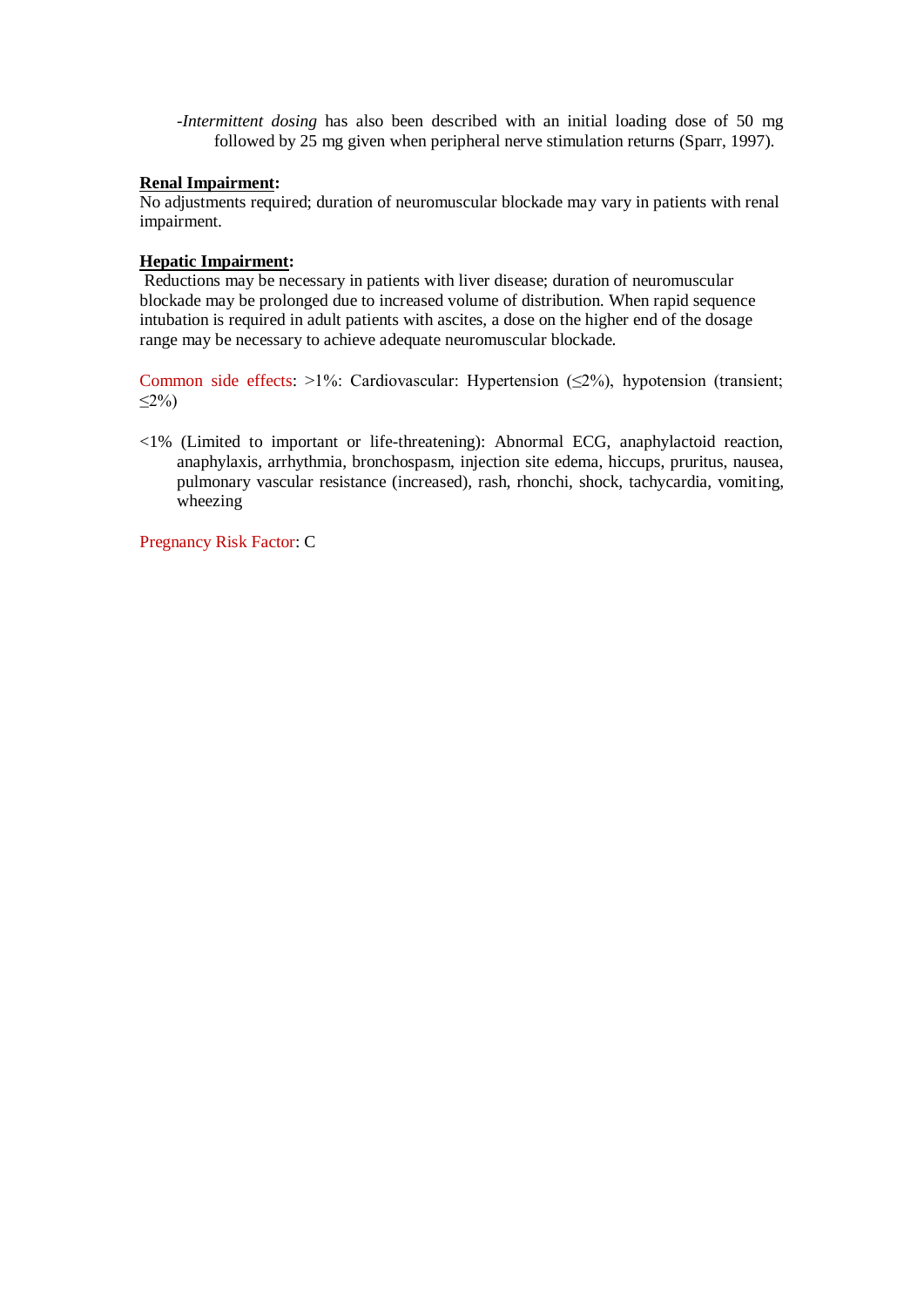-*Intermittent dosing* has also been described with an initial loading dose of 50 mg followed by 25 mg given when peripheral nerve stimulation returns (Sparr, 1997).

**Renal Impairment:**
No adjustments required; duration of neuromuscular blockade may vary in patients with renal impairment.

**Hepatic Impairment:**
Reductions may be necessary in patients with liver disease; duration of neuromuscular blockade may be prolonged due to increased volume of distribution. When rapid sequence intubation is required in adult patients with ascites, a dose on the higher end of the dosage range may be necessary to achieve adequate neuromuscular blockade.

Common side effects: >1%: Cardiovascular: Hypertension (≤2%), hypotension (transient; ≤2%)

<1% (Limited to important or life-threatening): Abnormal ECG, anaphylactoid reaction, anaphylaxis, arrhythmia, bronchospasm, injection site edema, hiccups, pruritus, nausea, pulmonary vascular resistance (increased), rash, rhonchi, shock, tachycardia, vomiting, wheezing

Pregnancy Risk Factor: C